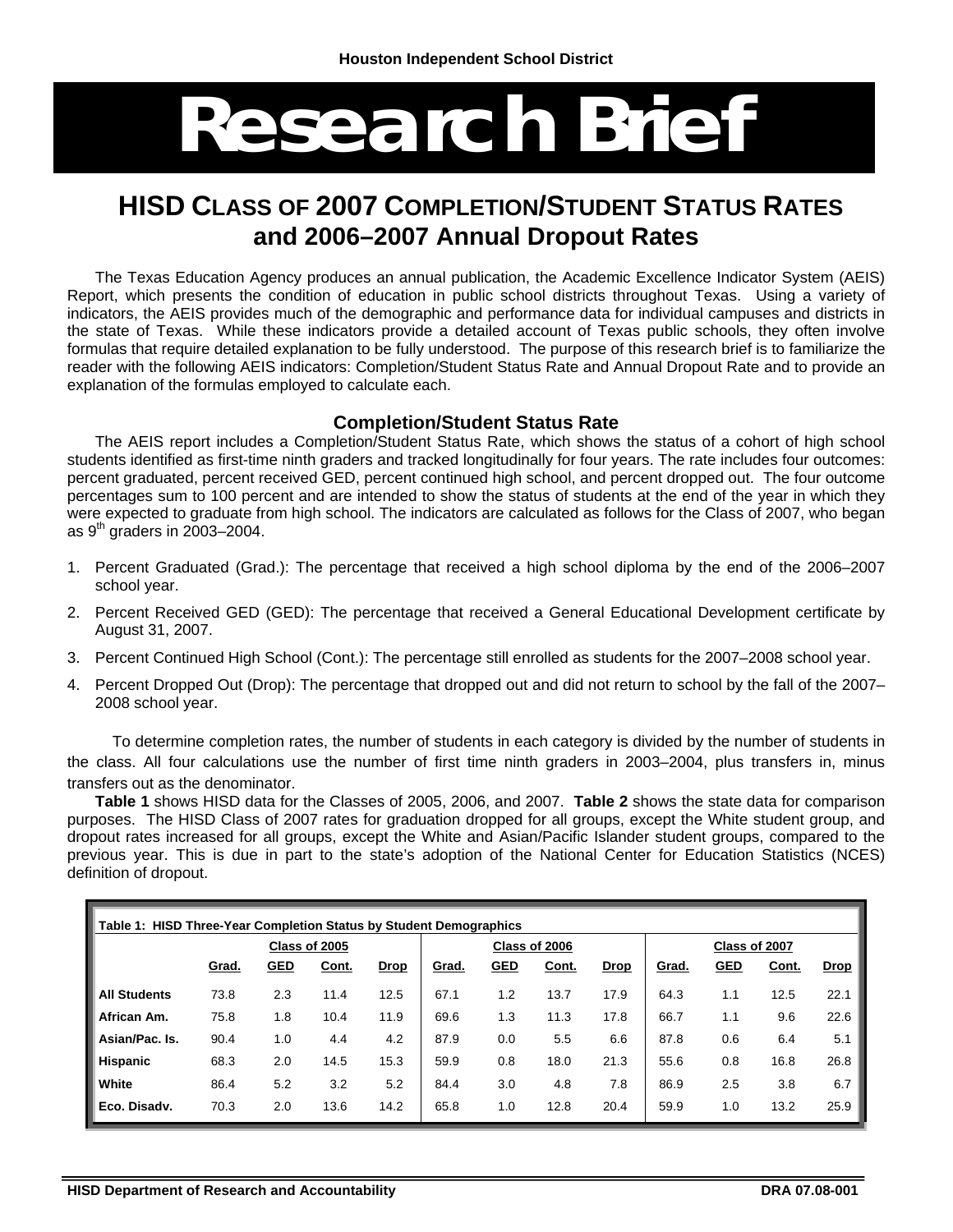Houston Independent School District

# Research Brief

## HISD Class of 2007 Completion/Student Status Rates and 2006–2007 Annual Dropout Rates

The Texas Education Agency produces an annual publication, the Academic Excellence Indicator System (AEIS) Report, which presents the condition of education in public school districts throughout Texas. Using a variety of indicators, the AEIS provides much of the demographic and performance data for individual campuses and districts in the state of Texas. While these indicators provide a detailed account of Texas public schools, they often involve formulas that require detailed explanation to be fully understood. The purpose of this research brief is to familiarize the reader with the following AEIS indicators: Completion/Student Status Rate and Annual Dropout Rate and to provide an explanation of the formulas employed to calculate each.

### Completion/Student Status Rate

The AEIS report includes a Completion/Student Status Rate, which shows the status of a cohort of high school students identified as first-time ninth graders and tracked longitudinally for four years. The rate includes four outcomes: percent graduated, percent received GED, percent continued high school, and percent dropped out. The four outcome percentages sum to 100 percent and are intended to show the status of students at the end of the year in which they were expected to graduate from high school. The indicators are calculated as follows for the Class of 2007, who began as 9th graders in 2003–2004.

1. Percent Graduated (Grad.): The percentage that received a high school diploma by the end of the 2006–2007 school year.
2. Percent Received GED (GED): The percentage that received a General Educational Development certificate by August 31, 2007.
3. Percent Continued High School (Cont.): The percentage still enrolled as students for the 2007–2008 school year.
4. Percent Dropped Out (Drop): The percentage that dropped out and did not return to school by the fall of the 2007–2008 school year.

To determine completion rates, the number of students in each category is divided by the number of students in the class. All four calculations use the number of first time ninth graders in 2003–2004, plus transfers in, minus transfers out as the denominator.

**Table 1** shows HISD data for the Classes of 2005, 2006, and 2007. **Table 2** shows the state data for comparison purposes. The HISD Class of 2007 rates for graduation dropped for all groups, except the White student group, and dropout rates increased for all groups, except the White and Asian/Pacific Islander student groups, compared to the previous year. This is due in part to the state's adoption of the National Center for Education Statistics (NCES) definition of dropout.

**Table 1: HISD Three-Year Completion Status by Student Demographics**

| | Class of 2005 | | | | Class of 2006 | | | | Class of 2007 | | | |
|---|---|---|---|---|---|---|---|---|---|---|---|---|
| | Grad. | GED | Cont. | Drop | Grad. | GED | Cont. | Drop | Grad. | GED | Cont. | Drop |
| **All Students** | 73.8 | 2.3 | 11.4 | 12.5 | 67.1 | 1.2 | 13.7 | 17.9 | 64.3 | 1.1 | 12.5 | 22.1 |
| **African Am.** | 75.8 | 1.8 | 10.4 | 11.9 | 69.6 | 1.3 | 11.3 | 17.8 | 66.7 | 1.1 | 9.6 | 22.6 |
| **Asian/Pac. Is.** | 90.4 | 1.0 | 4.4 | 4.2 | 87.9 | 0.0 | 5.5 | 6.6 | 87.8 | 0.6 | 6.4 | 5.1 |
| **Hispanic** | 68.3 | 2.0 | 14.5 | 15.3 | 59.9 | 0.8 | 18.0 | 21.3 | 55.6 | 0.8 | 16.8 | 26.8 |
| **White** | 86.4 | 5.2 | 3.2 | 5.2 | 84.4 | 3.0 | 4.8 | 7.8 | 86.9 | 2.5 | 3.8 | 6.7 |
| **Eco. Disadv.** | 70.3 | 2.0 | 13.6 | 14.2 | 65.8 | 1.0 | 12.8 | 20.4 | 59.9 | 1.0 | 13.2 | 25.9 |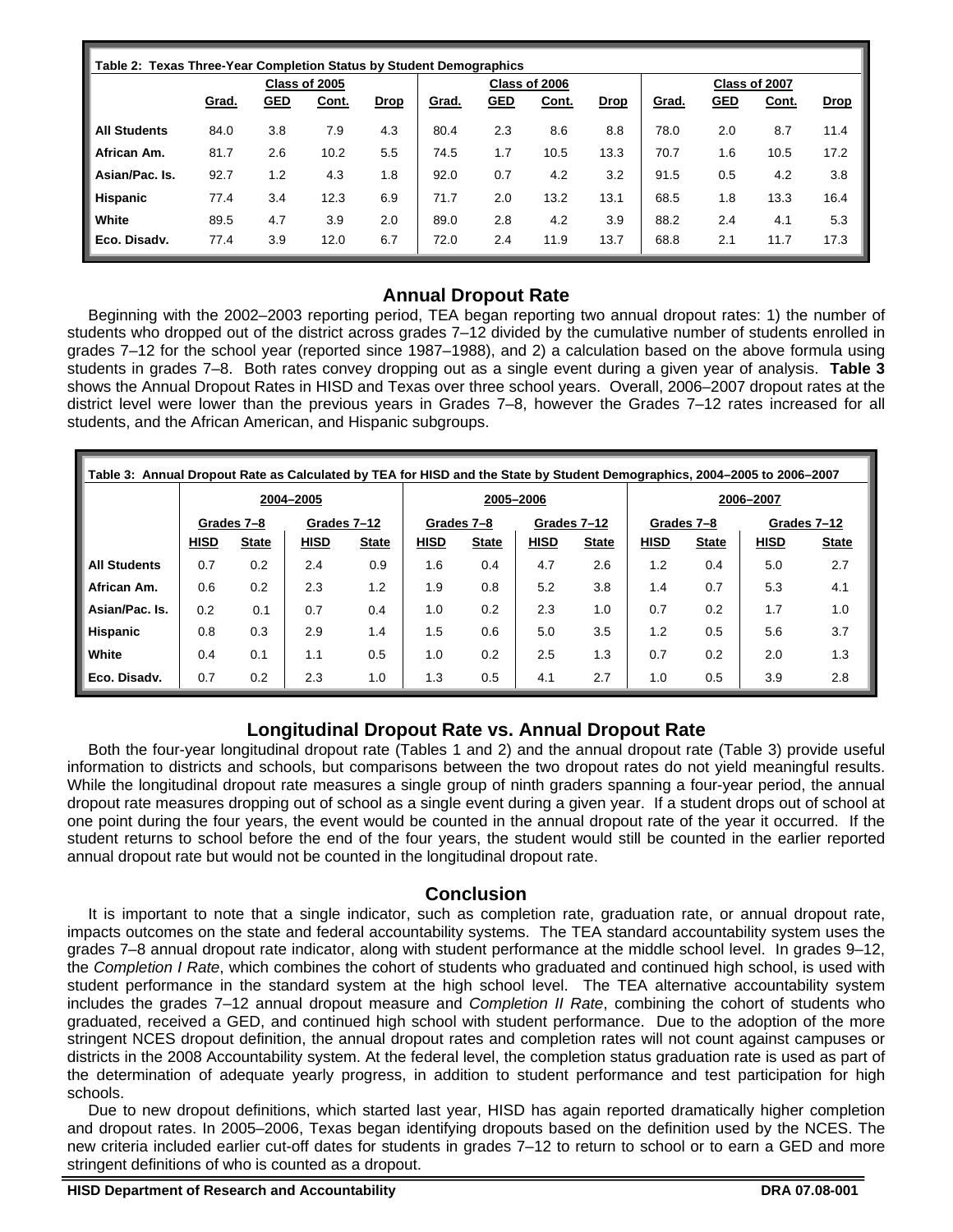**Table 2: Texas Three-Year Completion Status by Student Demographics**

| | Class of 2005 | | | | Class of 2006 | | | | Class of 2007 | | | |
|---|---|---|---|---|---|---|---|---|---|---|---|---|
| | Grad. | GED | Cont. | Drop | Grad. | GED | Cont. | Drop | Grad. | GED | Cont. | Drop |
| All Students | 84.0 | 3.8 | 7.9 | 4.3 | 80.4 | 2.3 | 8.6 | 8.8 | 78.0 | 2.0 | 8.7 | 11.4 |
| African Am. | 81.7 | 2.6 | 10.2 | 5.5 | 74.5 | 1.7 | 10.5 | 13.3 | 70.7 | 1.6 | 10.5 | 17.2 |
| Asian/Pac. Is. | 92.7 | 1.2 | 4.3 | 1.8 | 92.0 | 0.7 | 4.2 | 3.2 | 91.5 | 0.5 | 4.2 | 3.8 |
| Hispanic | 77.4 | 3.4 | 12.3 | 6.9 | 71.7 | 2.0 | 13.2 | 13.1 | 68.5 | 1.8 | 13.3 | 16.4 |
| White | 89.5 | 4.7 | 3.9 | 2.0 | 89.0 | 2.8 | 4.2 | 3.9 | 88.2 | 2.4 | 4.1 | 5.3 |
| Eco. Disadv. | 77.4 | 3.9 | 12.0 | 6.7 | 72.0 | 2.4 | 11.9 | 13.7 | 68.8 | 2.1 | 11.7 | 17.3 |

## Annual Dropout Rate

Beginning with the 2002–2003 reporting period, TEA began reporting two annual dropout rates: 1) the number of students who dropped out of the district across grades 7–12 divided by the cumulative number of students enrolled in grades 7–12 for the school year (reported since 1987–1988), and 2) a calculation based on the above formula using students in grades 7–8. Both rates convey dropping out as a single event during a given year of analysis. **Table 3** shows the Annual Dropout Rates in HISD and Texas over three school years. Overall, 2006–2007 dropout rates at the district level were lower than the previous years in Grades 7–8, however the Grades 7–12 rates increased for all students, and the African American, and Hispanic subgroups.

**Table 3: Annual Dropout Rate as Calculated by TEA for HISD and the State by Student Demographics, 2004–2005 to 2006–2007**

| | 2004–2005 | | | | 2005–2006 | | | | 2006–2007 | | | |
|---|---|---|---|---|---|---|---|---|---|---|---|---|
| | Grades 7–8 | | Grades 7–12 | | Grades 7–8 | | Grades 7–12 | | Grades 7–8 | | Grades 7–12 | |
| | HISD | State | HISD | State | HISD | State | HISD | State | HISD | State | HISD | State |
| All Students | 0.7 | 0.2 | 2.4 | 0.9 | 1.6 | 0.4 | 4.7 | 2.6 | 1.2 | 0.4 | 5.0 | 2.7 |
| African Am. | 0.6 | 0.2 | 2.3 | 1.2 | 1.9 | 0.8 | 5.2 | 3.8 | 1.4 | 0.7 | 5.3 | 4.1 |
| Asian/Pac. Is. | 0.2 | 0.1 | 0.7 | 0.4 | 1.0 | 0.2 | 2.3 | 1.0 | 0.7 | 0.2 | 1.7 | 1.0 |
| Hispanic | 0.8 | 0.3 | 2.9 | 1.4 | 1.5 | 0.6 | 5.0 | 3.5 | 1.2 | 0.5 | 5.6 | 3.7 |
| White | 0.4 | 0.1 | 1.1 | 0.5 | 1.0 | 0.2 | 2.5 | 1.3 | 0.7 | 0.2 | 2.0 | 1.3 |
| Eco. Disadv. | 0.7 | 0.2 | 2.3 | 1.0 | 1.3 | 0.5 | 4.1 | 2.7 | 1.0 | 0.5 | 3.9 | 2.8 |

## Longitudinal Dropout Rate vs. Annual Dropout Rate

Both the four-year longitudinal dropout rate (Tables 1 and 2) and the annual dropout rate (Table 3) provide useful information to districts and schools, but comparisons between the two dropout rates do not yield meaningful results. While the longitudinal dropout rate measures a single group of ninth graders spanning a four-year period, the annual dropout rate measures dropping out of school as a single event during a given year. If a student drops out of school at one point during the four years, the event would be counted in the annual dropout rate of the year it occurred. If the student returns to school before the end of the four years, the student would still be counted in the earlier reported annual dropout rate but would not be counted in the longitudinal dropout rate.

## Conclusion

It is important to note that a single indicator, such as completion rate, graduation rate, or annual dropout rate, impacts outcomes on the state and federal accountability systems. The TEA standard accountability system uses the grades 7–8 annual dropout rate indicator, along with student performance at the middle school level. In grades 9–12, the *Completion I Rate*, which combines the cohort of students who graduated and continued high school, is used with student performance in the standard system at the high school level. The TEA alternative accountability system includes the grades 7–12 annual dropout measure and *Completion II Rate*, combining the cohort of students who graduated, received a GED, and continued high school with student performance. Due to the adoption of the more stringent NCES dropout definition, the annual dropout rates and completion rates will not count against campuses or districts in the 2008 Accountability system. At the federal level, the completion status graduation rate is used as part of the determination of adequate yearly progress, in addition to student performance and test participation for high schools.

Due to new dropout definitions, which started last year, HISD has again reported dramatically higher completion and dropout rates. In 2005–2006, Texas began identifying dropouts based on the definition used by the NCES. The new criteria included earlier cut-off dates for students in grades 7–12 to return to school or to earn a GED and more stringent definitions of who is counted as a dropout.